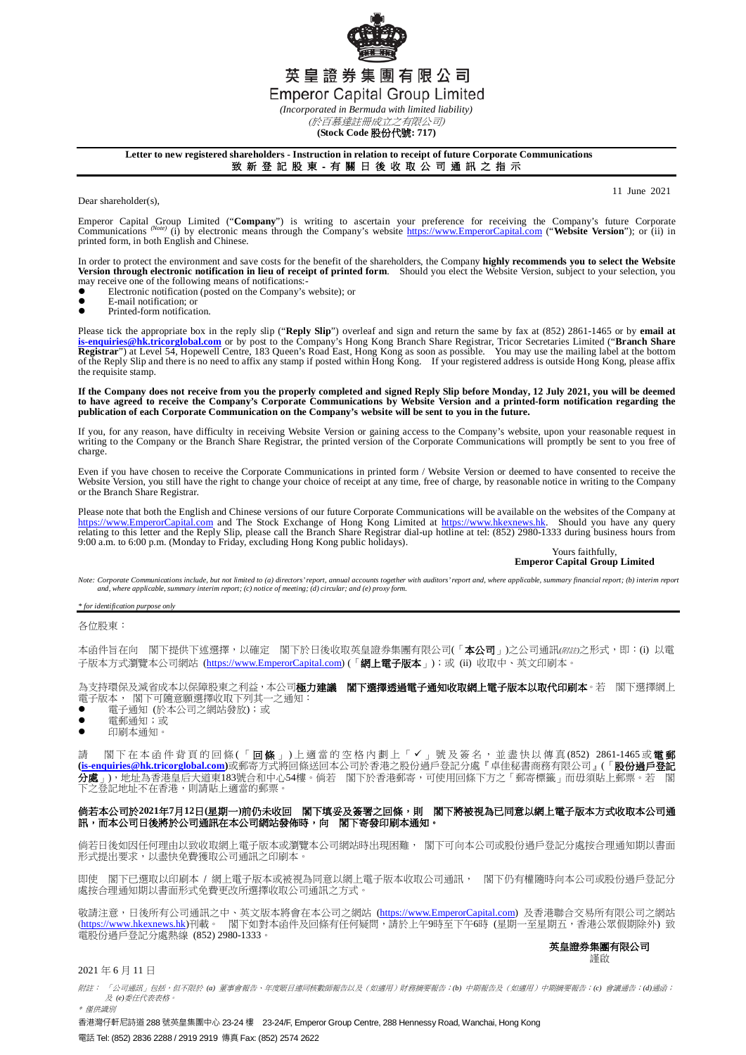# 英皇證券集團有限公司
# Emperor Capital Group Limited

*(Incorporated in Bermuda with limited liability)*
*(於百慕達註冊成立之有限公司)*
**(Stock Code 股份代號: 717)**

**Letter to new registered shareholders - Instruction in relation to receipt of future Corporate Communications**
**致 新 登 記 股 東 - 有 關 日 後 收 取 公 司 通 訊 之 指 示**

11 June 2021

Dear shareholder(s),

Emperor Capital Group Limited ("**Company**") is writing to ascertain your preference for receiving the Company's future Corporate Communications *(Note)* (i) by electronic means through the Company's website https://www.EmperorCapital.com ("**Website Version**"); or (ii) in printed form, in both English and Chinese.

In order to protect the environment and save costs for the benefit of the shareholders, the Company **highly recommends you to select the Website Version through electronic notification in lieu of receipt of printed form**. Should you elect the Website Version, subject to your selection, you may receive one of the following means of notifications:-

- Electronic notification (posted on the Company's website); or
- E-mail notification; or
- Printed-form notification.

Please tick the appropriate box in the reply slip ("**Reply Slip**") overleaf and sign and return the same by fax at (852) 2861-1465 or by **email at is-enquiries@hk.tricorglobal.com** or by post to the Company's Hong Kong Branch Share Registrar, Tricor Secretaries Limited ("**Branch Share Registrar**") at Level 54, Hopewell Centre, 183 Queen's Road East, Hong Kong as soon as possible. You may use the mailing label at the bottom of the Reply Slip and there is no need to affix any stamp if posted within Hong Kong. If your registered address is outside Hong Kong, please affix the requisite stamp.

**If the Company does not receive from you the properly completed and signed Reply Slip before Monday, 12 July 2021, you will be deemed to have agreed to receive the Company's Corporate Communications by Website Version and a printed-form notification regarding the publication of each Corporate Communication on the Company's website will be sent to you in the future.**

If you, for any reason, have difficulty in receiving Website Version or gaining access to the Company's website, upon your reasonable request in writing to the Company or the Branch Share Registrar, the printed version of the Corporate Communications will promptly be sent to you free of charge.

Even if you have chosen to receive the Corporate Communications in printed form / Website Version or deemed to have consented to receive the Website Version, you still have the right to change your choice of receipt at any time, free of charge, by reasonable notice in writing to the Company or the Branch Share Registrar.

Please note that both the English and Chinese versions of our future Corporate Communications will be available on the websites of the Company at https://www.EmperorCapital.com and The Stock Exchange of Hong Kong Limited at https://www.hkexnews.hk. Should you have any query relating to this letter and the Reply Slip, please call the Branch Share Registrar dial-up hotline at tel: (852) 2980-1333 during business hours from 9:00 a.m. to 6:00 p.m. (Monday to Friday, excluding Hong Kong public holidays).

Yours faithfully,
**Emperor Capital Group Limited**

*Note: Corporate Communications include, but not limited to (a) directors' report, annual accounts together with auditors' report and, where applicable, summary financial report; (b) interim report and, where applicable, summary interim report; (c) notice of meeting; (d) circular; and (e) proxy form.*

*\* for identification purpose only*

---

各位股東：

本函件旨在向　閣下提供下述選擇，以確定　閣下於日後收取英皇證券集團有限公司(「**本公司**」)之公司通訊*(附註)*之形式，即：(i) 以電子版本方式瀏覽本公司網站 (https://www.EmperorCapital.com) (「**網上電子版本**」)；或 (ii) 收取中、英文印刷本。

為支持環保及減省成本以保障股東之利益，本公司**極力建議　閣下選擇透過電子通知收取網上電子版本以取代印刷本**。若　閣下選擇網上電子版本，　閣下可隨意願選擇收取下列其一之通知：

- 電子通知 (於本公司之網站發放)；或
- 電郵通知；或
- 印刷本通知。

請　閣下在本函件背頁的回條(「**回條**」)上適當的空格內劃上「✓」號及簽名，並盡快以傳真(852) 2861-1465或**電郵(is-enquiries@hk.tricorglobal.com)**或郵寄方式將回條送回本公司於香港之股份過戶登記分處『卓佳秘書商務有限公司』(「**股份過戶登記分處**」)，地址為香港皇后大道東183號合和中心54樓。倘若　閣下於香港郵寄，可使用回條下方之「郵寄標籤」而毋須貼上郵票。若　閣下之登記地址不在香港，則請貼上適當的郵票。

**倘若本公司於2021年7月12日(星期一)前仍未收回　閣下填妥及簽署之回條，則　閣下將被視為已同意以網上電子版本方式收取本公司通訊，而本公司日後將於公司通訊在本公司網站發佈時，向　閣下寄發印刷本通知。**

倘若日後如因任何理由以致收取網上電子版本或瀏覽本公司網站時出現困難，　閣下可向本公司或股份過戶登記分處按合理通知期以書面形式提出要求，以盡快免費獲取公司通訊之印刷本。

即使　閣下已選取以印刷本 / 網上電子版本或被視為同意以網上電子版本收取公司通訊，　閣下仍有權隨時向本公司或股份過戶登記分處按合理通知期以書面形式免費更改所選擇收取公司通訊之方式。

敬請注意，日後所有公司通訊之中、英文版本將會在本公司之網站 (https://www.EmperorCapital.com) 及香港聯合交易所有限公司之網站 (https://www.hkexnews.hk)刊載。　閣下如對本函件及回條有任何疑問，請於上午9時至下午6時 (星期一至星期五，香港公眾假期除外) 致電股份過戶登記分處熱線 (852) 2980-1333。

**英皇證券集團有限公司**
謹啟

2021 年 6 月 11 日

*附註：「公司通訊」包括，但不限於 (a) 董事會報告、年度賬目連同核數師報告以及（如適用）財務摘要報告；(b) 中期報告及（如適用）中期摘要報告；(c) 會議通告；(d)通函；及 (e)委任代表表格。*

*\* 僅供識別*

香港灣仔軒尼詩道 288 號英皇集團中心 23-24 樓　23-24/F, Emperor Group Centre, 288 Hennessy Road, Wanchai, Hong Kong
電話 Tel: (852) 2836 2288 / 2919 2919 傳真 Fax: (852) 2574 2622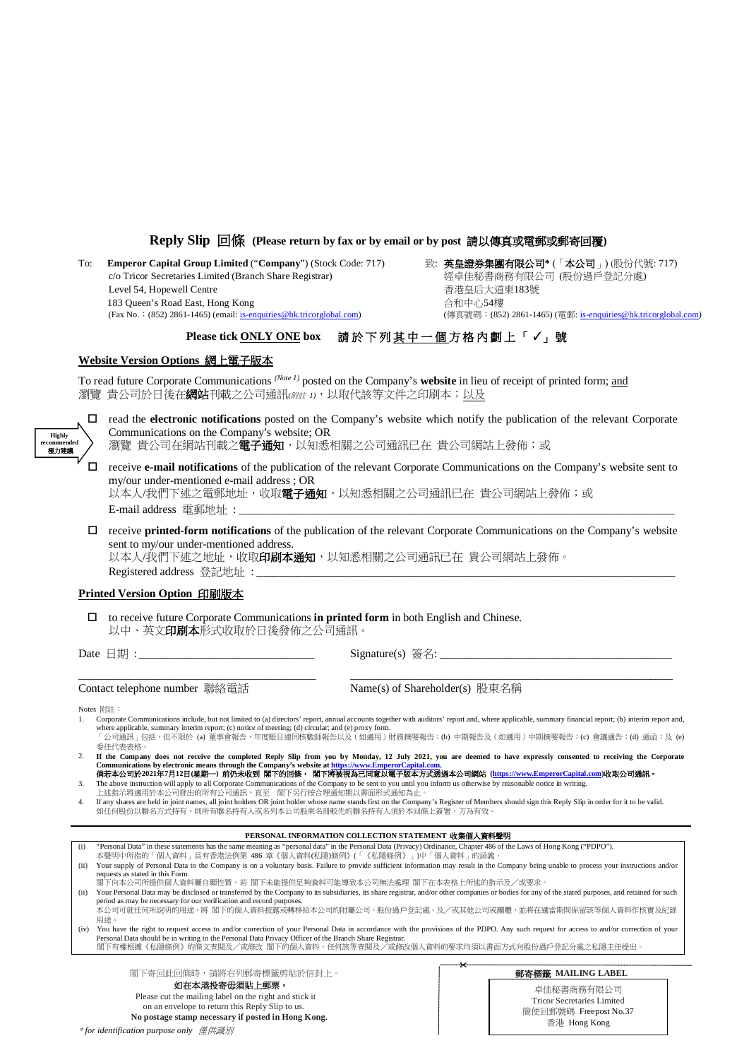# Reply Slip 回條 (Please return by fax or by email or by post 請以傳真或電郵或郵寄回覆)

To: **Emperor Capital Group Limited** ("**Company**") (Stock Code: 717)
c/o Tricor Secretaries Limited (Branch Share Registrar)
Level 54, Hopewell Centre
183 Queen's Road East, Hong Kong
(Fax No.：(852) 2861-1465) (email: is-enquiries@hk.tricorglobal.com)

致: **英皇證券集團有限公司***（「**本公司**」）(股份代號: 717)
經卓佳秘書商務有限公司 (股份過戶登記分處)
香港皇后大道東183號
合和中心54樓
(傳真號碼：(852) 2861-1465) (電郵: is-enquiries@hk.tricorglobal.com)

**Please tick ONLY ONE box 請於下列其中一個方格內劃上「✓」號**

## Website Version Options 網上電子版本

To read future Corporate Communications (Note 1) posted on the Company's **website** in lieu of receipt of printed form; and
瀏覽 貴公司於日後在**網站**刊載之公司通訊(附註 1)，以取代該等文件之印刷本；以及

**Highly recommended 極力建議**

☐ read the **electronic notifications** posted on the Company's website which notify the publication of the relevant Corporate Communications on the Company's website; OR
瀏覽 貴公司在網站刊載之**電子通知**，以知悉相關之公司通訊已在 貴公司網站上發佈；或

☐ receive **e-mail notifications** of the publication of the relevant Corporate Communications on the Company's website sent to my/our under-mentioned e-mail address ; OR
以本人/我們下述之電郵地址，收取**電子通知**，以知悉相關之公司通訊已在 貴公司網站上發佈；或
E-mail address 電郵地址 ：\_\_\_\_\_\_\_\_\_\_\_\_\_\_\_\_\_\_\_\_\_\_\_\_\_\_\_\_\_\_\_\_\_\_\_\_\_\_\_\_

☐ receive **printed-form notifications** of the publication of the relevant Corporate Communications on the Company's website sent to my/our under-mentioned address.
以本人/我們下述之地址，收取**印刷本通知**，以知悉相關之公司通訊已在 貴公司網站上發佈。
Registered address 登記地址 ：\_\_\_\_\_\_\_\_\_\_\_\_\_\_\_\_\_\_\_\_\_\_\_\_\_\_\_\_\_\_\_\_\_\_\_\_\_\_\_\_

## Printed Version Option 印刷版本

☐ to receive future Corporate Communications **in printed form** in both English and Chinese.
以中、英文**印刷本**形式收取於日後發佈之公司通訊。

Date 日期 ：\_\_\_\_\_\_\_\_\_\_\_\_\_\_\_\_\_\_\_\_　　Signature(s) 簽名: \_\_\_\_\_\_\_\_\_\_\_\_\_\_\_\_\_\_\_\_

\_\_\_\_\_\_\_\_\_\_\_\_\_\_\_\_\_\_\_\_　　\_\_\_\_\_\_\_\_\_\_\_\_\_\_\_\_\_\_\_\_
Contact telephone number 聯絡電話　　Name(s) of Shareholder(s) 股東名稱

Notes 附註：

1. Corporate Communications include, but not limited to (a) directors' report, annual accounts together with auditors' report and, where applicable, summary financial report; (b) interim report and, where applicable, summary interim report; (c) notice of meeting; (d) circular; and (e) proxy form.
「公司通訊」包括，但不限於 (a) 董事會報告、年度賬目連同核數師報告以及（如適用）財務摘要報告；(b) 中期報告及（如適用）中期摘要報告；(c) 會議通告；(d) 通函；及 (e) 委任代表表格。
2. **If the Company does not receive the completed Reply Slip from you by Monday, 12 July 2021, you are deemed to have expressly consented to receiving the Corporate Communications by electronic means through the Company's website at https://www.EmperorCapital.com.**
**倘若本公司於2021年7月12日(星期一) 前仍未收到 閣下的回條， 閣下將被視為已同意以電子版本方式透過本公司網站 (https://www.EmperorCapital.com)收取公司通訊。**
3. The above instruction will apply to all Corporate Communications of the Company to be sent to you until you inform us otherwise by reasonable notice in writing.
上述指示將適用於本公司發出的所有公司通訊，直至 閣下另行按合理通知期以書面形式通知為止。
4. If any shares are held in joint names, all joint holders OR joint holder whose name stands first on the Company's Register of Members should sign this Reply Slip in order for it to be valid.
如任何股份以聯名方式持有，則所有聯名持有人或名列本公司股東名冊較先的聯名持有人須於本回條上簽署，方為有效。

**PERSONAL INFORMATION COLLECTION STATEMENT 收集個人資料聲明**

(i) "Personal Data" in these statements has the same meaning as "personal data" in the Personal Data (Privacy) Ordinance, Chapter 486 of the Laws of Hong Kong ("PDPO").
本聲明中所指的「個人資料」具有香港法例第 486 章《個人資料(私隱)條例》(「《私隱條例》」)中「個人資料」的涵義。

(ii) Your supply of Personal Data to the Company is on a voluntary basis. Failure to provide sufficient information may result in the Company being unable to process your instructions and/or requests as stated in this Form.
閣下向本公司所提供個人資料屬自願性質。若 閣下未能提供足夠資料可能導致本公司無法處理 閣下在本表格上所述的指示及／或要求。

(ii) Your Personal Data may be disclosed or transferred by the Company to its subsidiaries, its share registrar, and/or other companies or bodies for any of the stated purposes, and retained for such period as may be necessary for our verification and record purposes.
本公司可就任何所說明的用途，將 閣下的個人資料披露或轉移給本公司的附屬公司、股份過戶登記處、及／或其他公司或團體，並將在適當期間保留該等個人資料作核實及紀錄用途。

(iv) You have the right to request access to and/or correction of your Personal Data in accordance with the provisions of the PDPO. Any such request for access to and/or correction of your Personal Data should be in writing to the Personal Data Privacy Officer of the Branch Share Registrar.
閣下有權根據《私隱條例》的條文查閱及／或修改 閣下的個人資料。任何該等查閱及／或修改個人資料的要求均須以書面方式向股份過戶登記分處之私隱主任提出。

閣下寄回此回條時，請將右列郵寄標籤剪貼於信封上。
**如在本港投寄毋須貼上郵票。**
Please cut the mailing label on the right and stick it on an envelope to return this Reply Slip to us.
**No postage stamp necessary if posted in Hong Kong.**

**郵寄標籤 MAILING LABEL**

卓佳秘書商務有限公司
Tricor Secretaries Limited
簡便回郵號碼 Freepost No.37
香港 Hong Kong

*\* for identification purpose only 僅供識別*